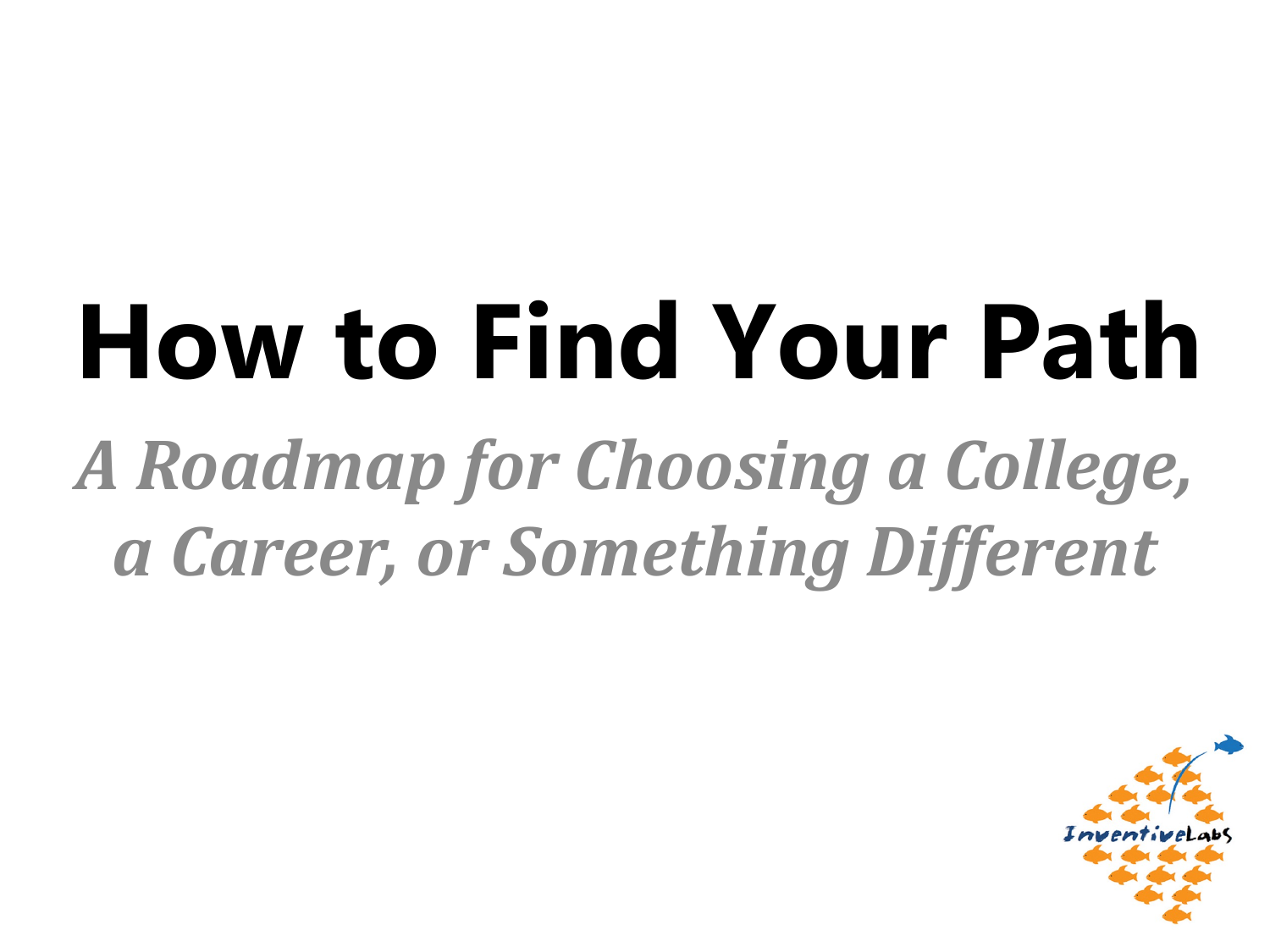# How to Find Your Path

## *A Roadmap for Choosing a College, a Career, or Something Different*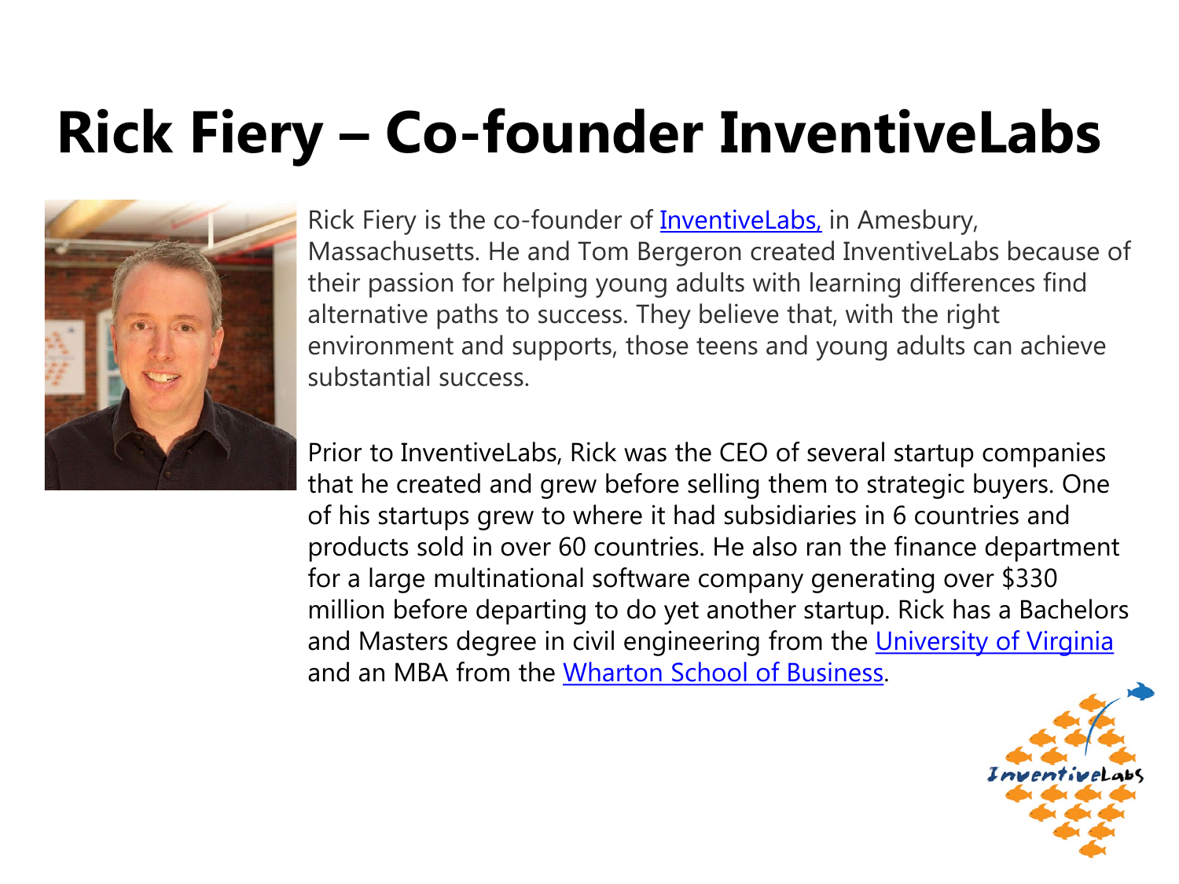# Rick Fiery – Co-founder InventiveLabs

Rick Fiery is the co-founder of InventiveLabs, in Amesbury, Massachusetts. He and Tom Bergeron created InventiveLabs because of their passion for helping young adults with learning differences find alternative paths to success. They believe that, with the right environment and supports, those teens and young adults can achieve substantial success.

Prior to InventiveLabs, Rick was the CEO of several startup companies that he created and grew before selling them to strategic buyers. One of his startups grew to where it had subsidiaries in 6 countries and products sold in over 60 countries. He also ran the finance department for a large multinational software company generating over $330 million before departing to do yet another startup. Rick has a Bachelors and Masters degree in civil engineering from the University of Virginia and an MBA from the Wharton School of Business.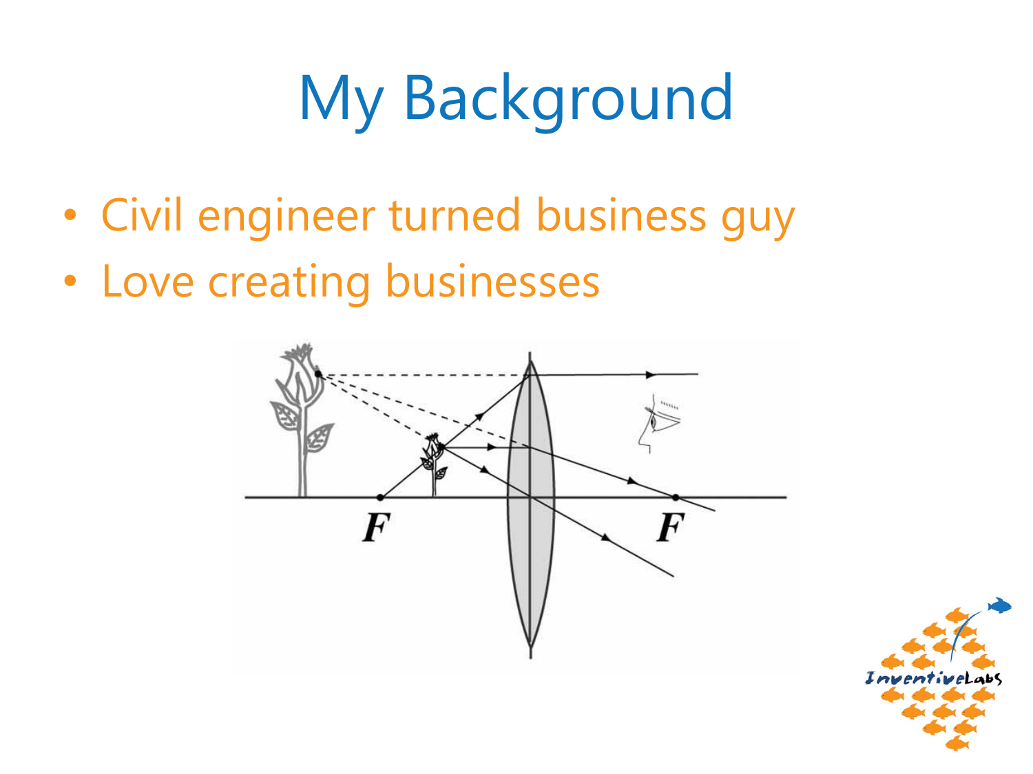# My Background

- Civil engineer turned business guy
- Love creating businesses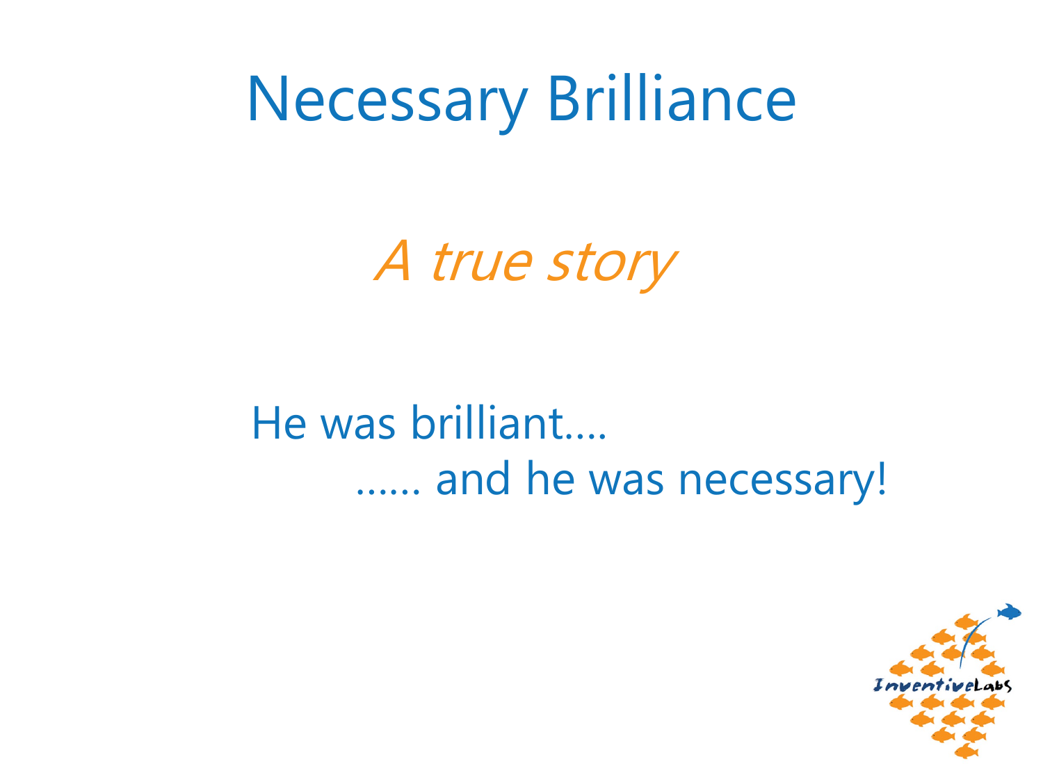# Necessary Brilliance

*A true story*

He was brilliant….
…… and he was necessary!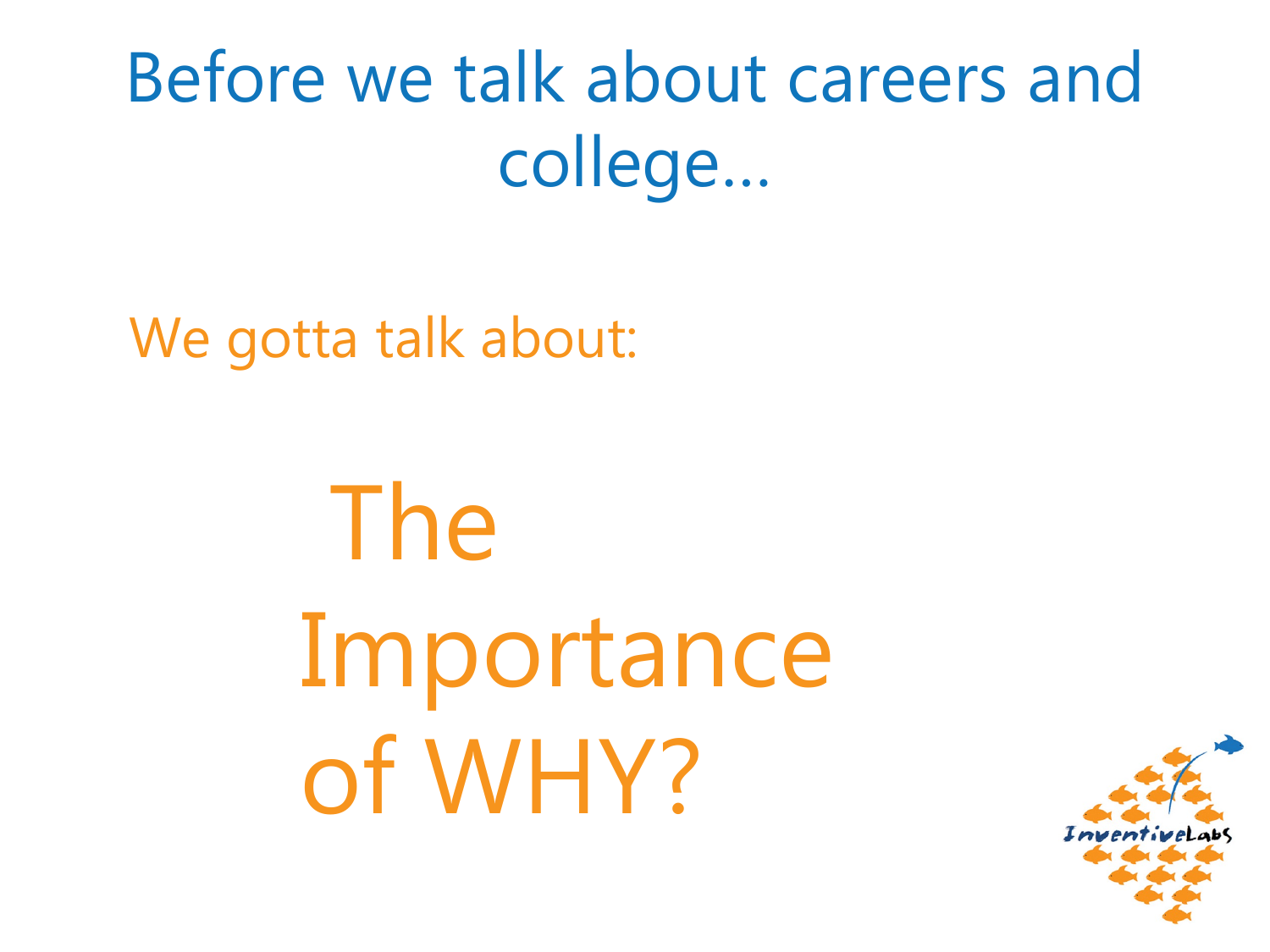# Before we talk about careers and college…

We gotta talk about:

## The Importance of WHY?

InventiveLabs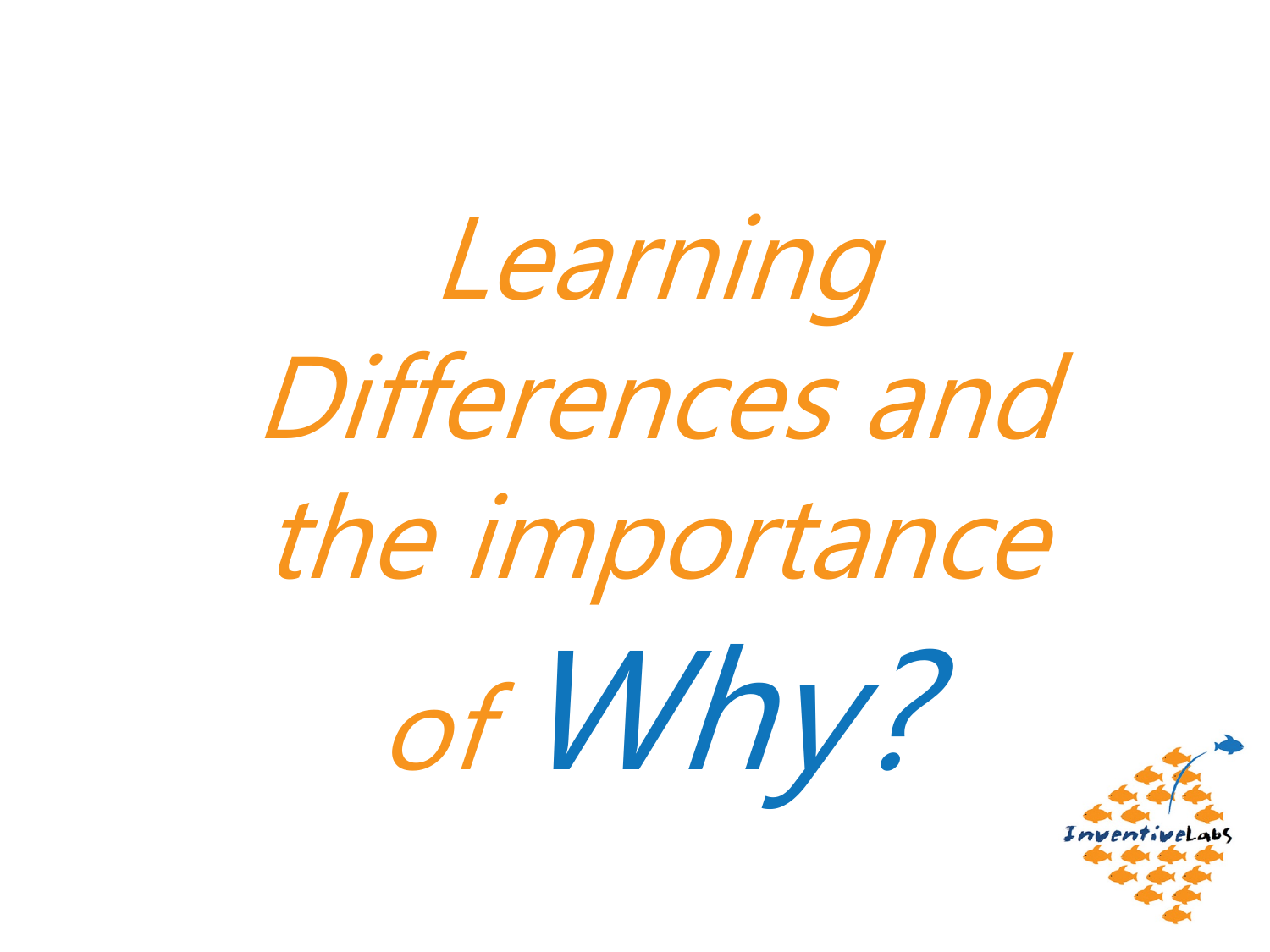# *Learning Differences and the importance of Why?*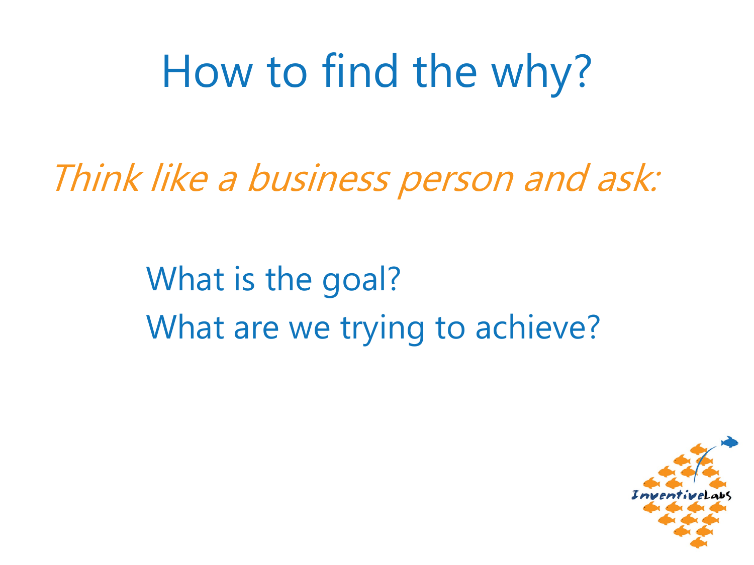# How to find the why?

*Think like a business person and ask:*

What is the goal?
What are we trying to achieve?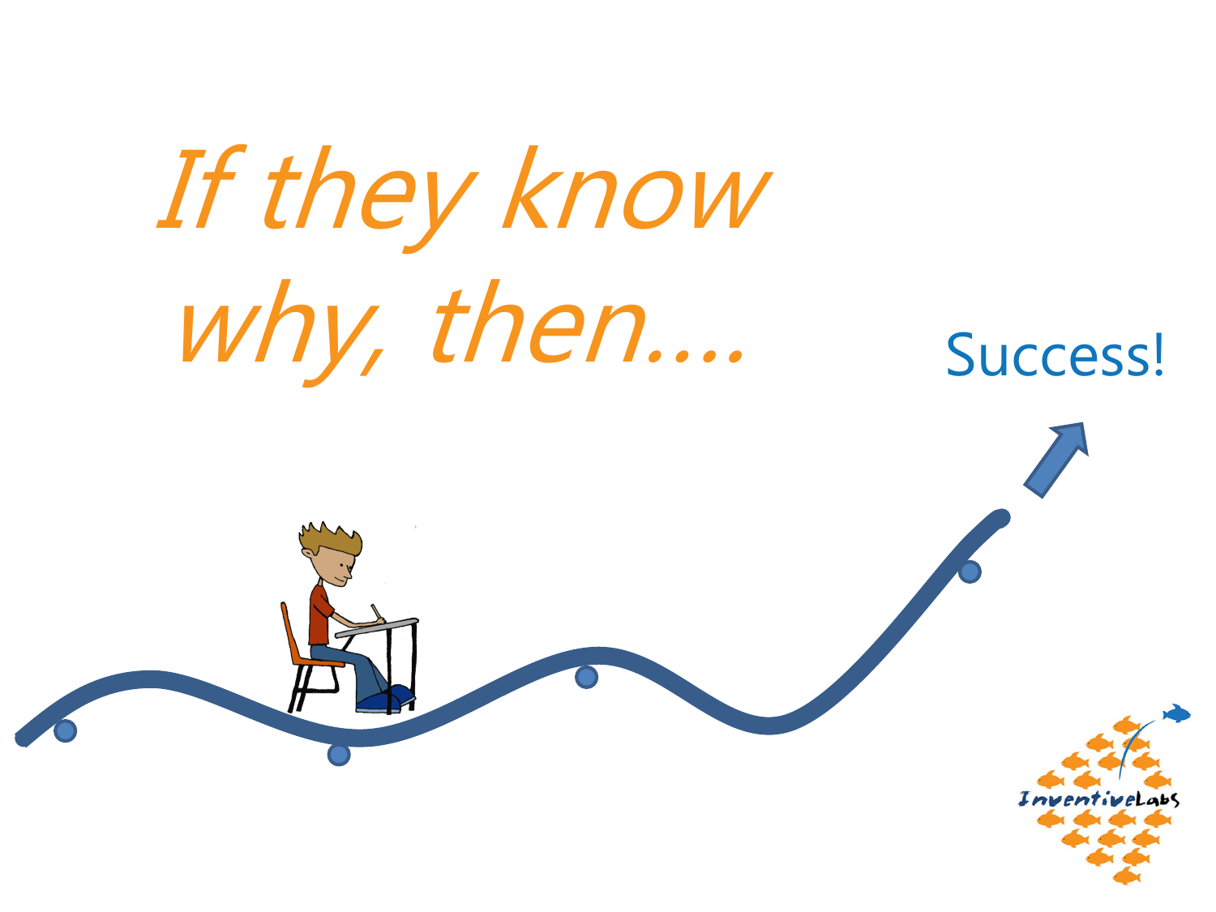*If they know why, then….*

Success!

InventiveLabs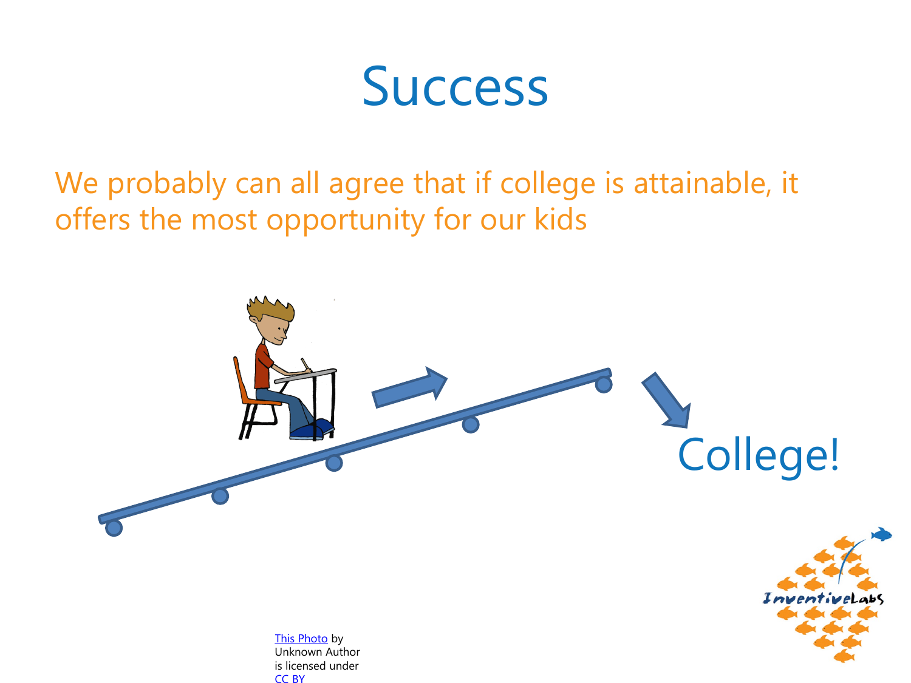# Success

We probably can all agree that if college is attainable, it offers the most opportunity for our kids

College!

[This Photo](#) by Unknown Author is licensed under [CC BY](#)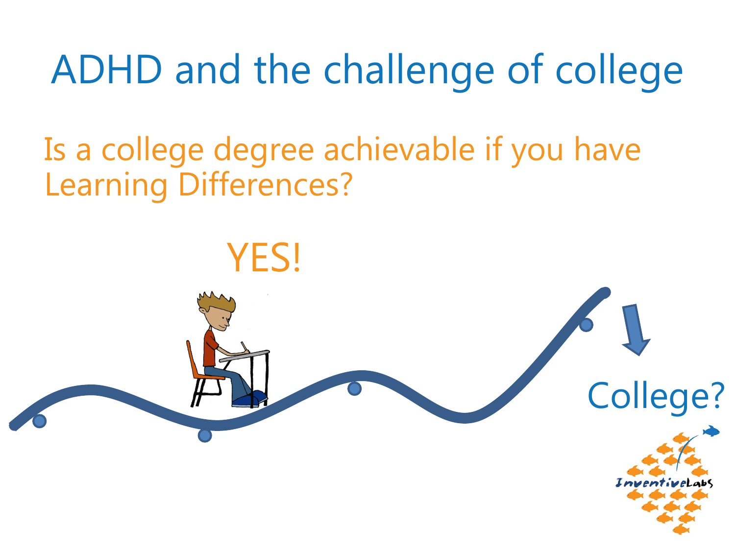# ADHD and the challenge of college

Is a college degree achievable if you have Learning Differences?

YES!

College?

InventiveLabs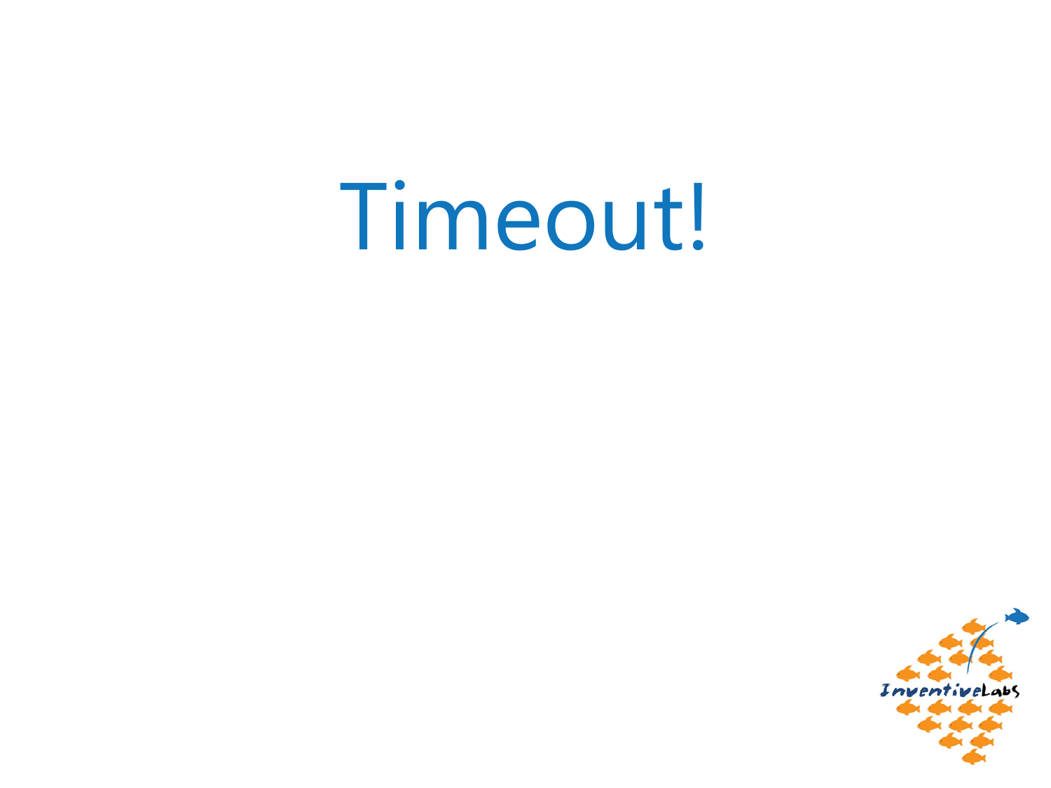# Timeout!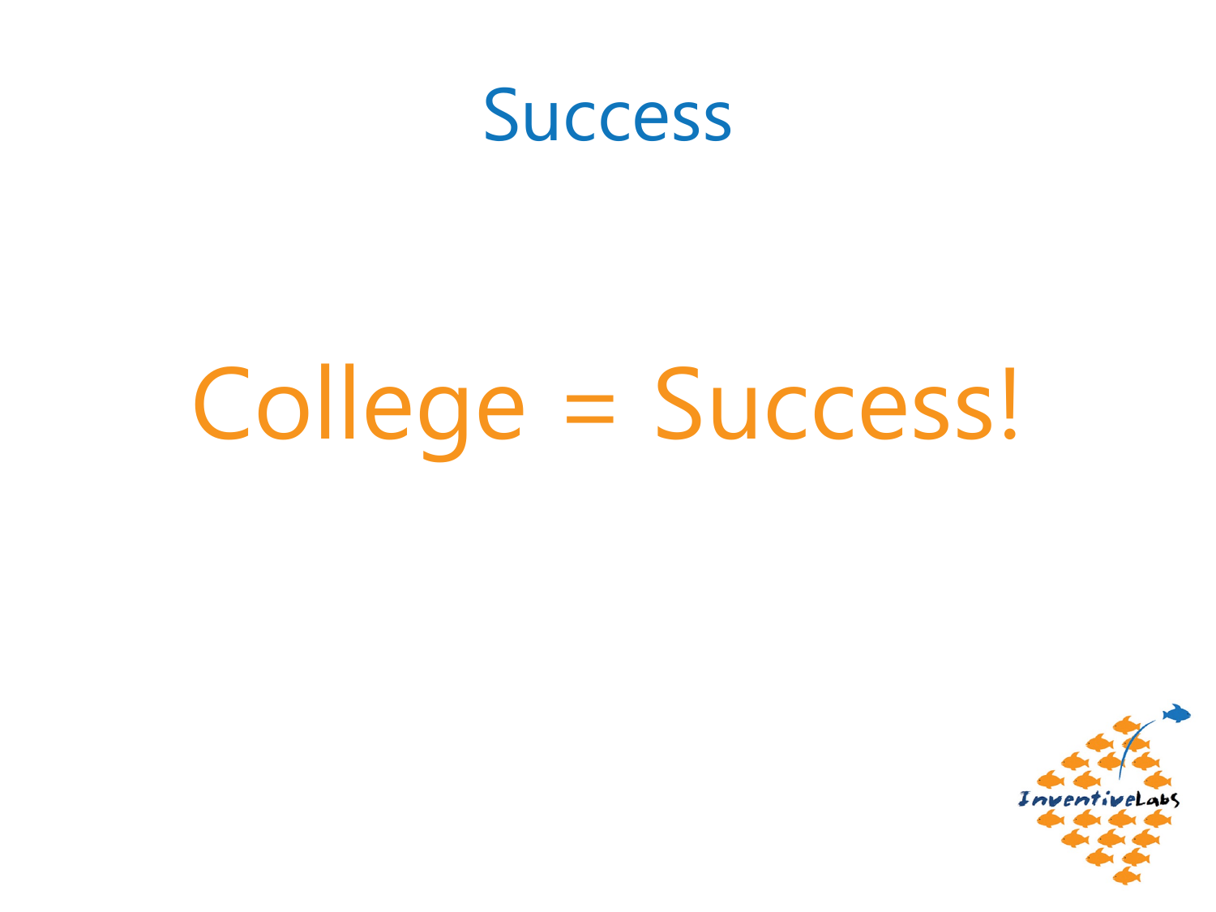# Success

College = Success!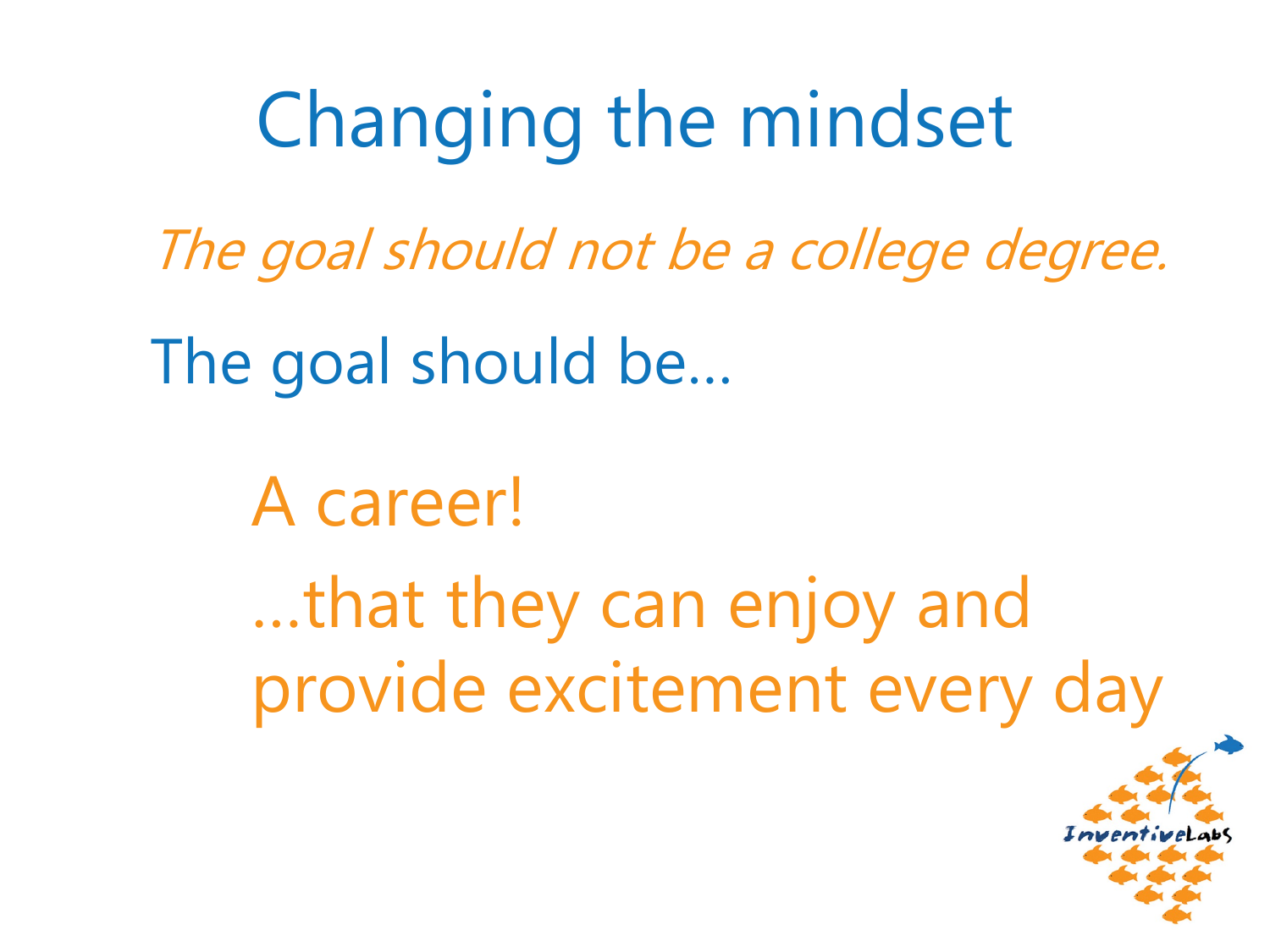# Changing the mindset

*The goal should not be a college degree.*

The goal should be…

A career!

…that they can enjoy and provide excitement every day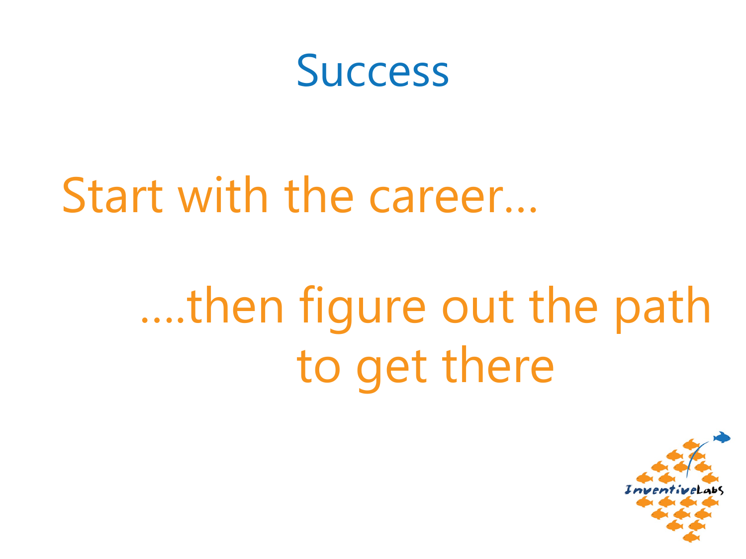# Success

Start with the career…

….then figure out the path to get there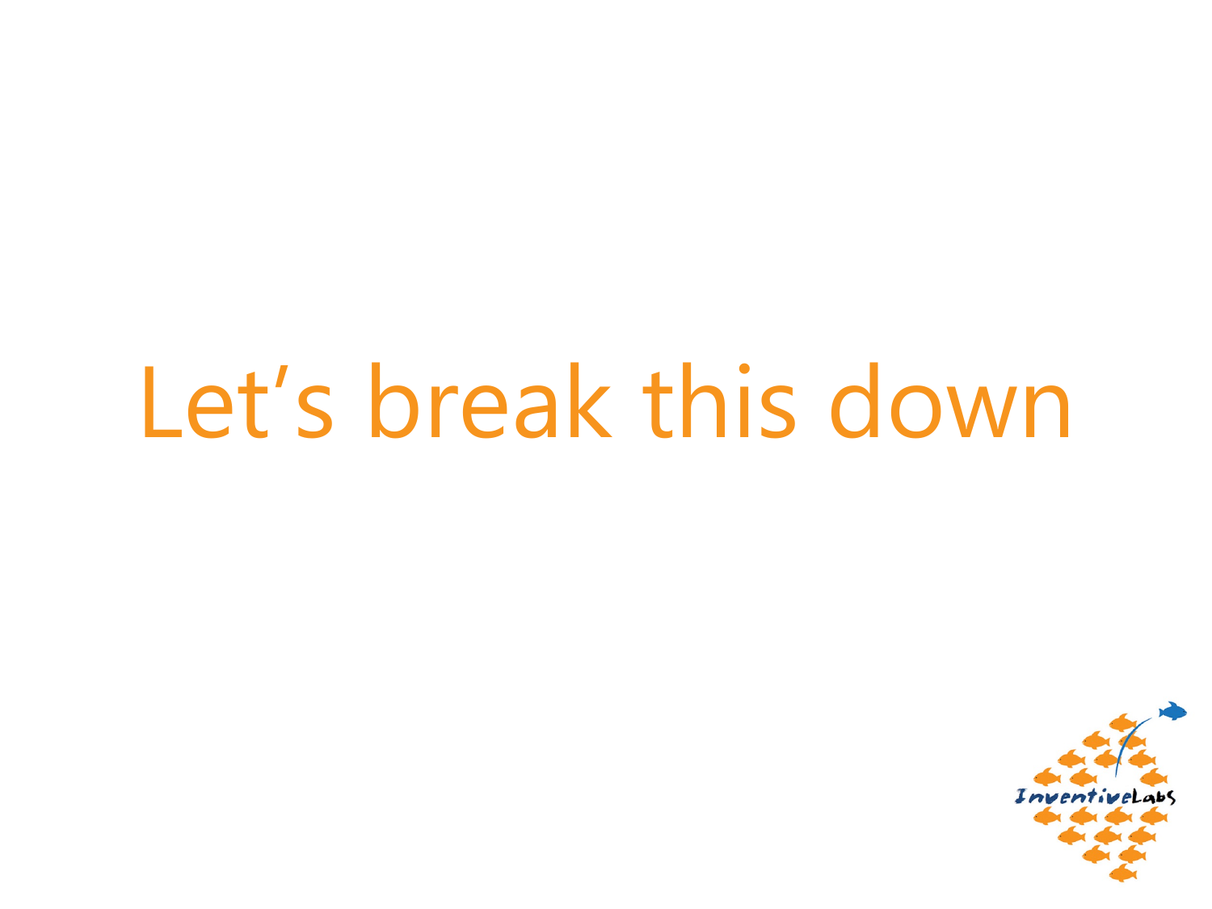# Let’s break this down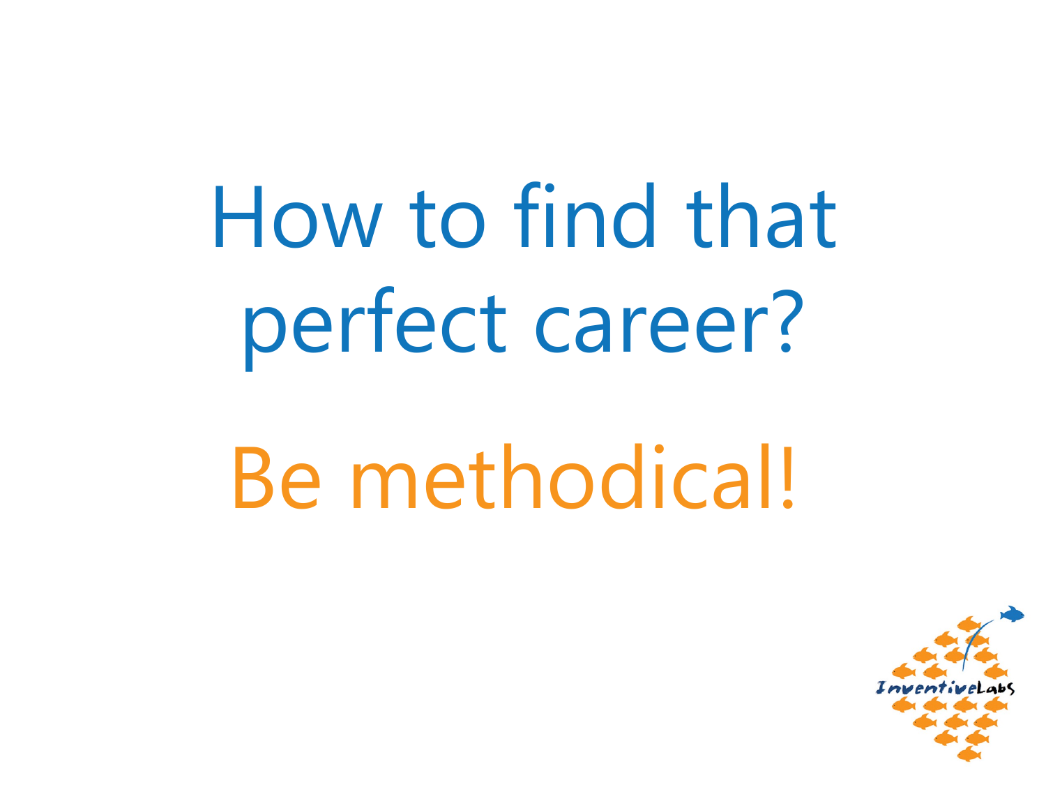# How to find that perfect career?

## Be methodical!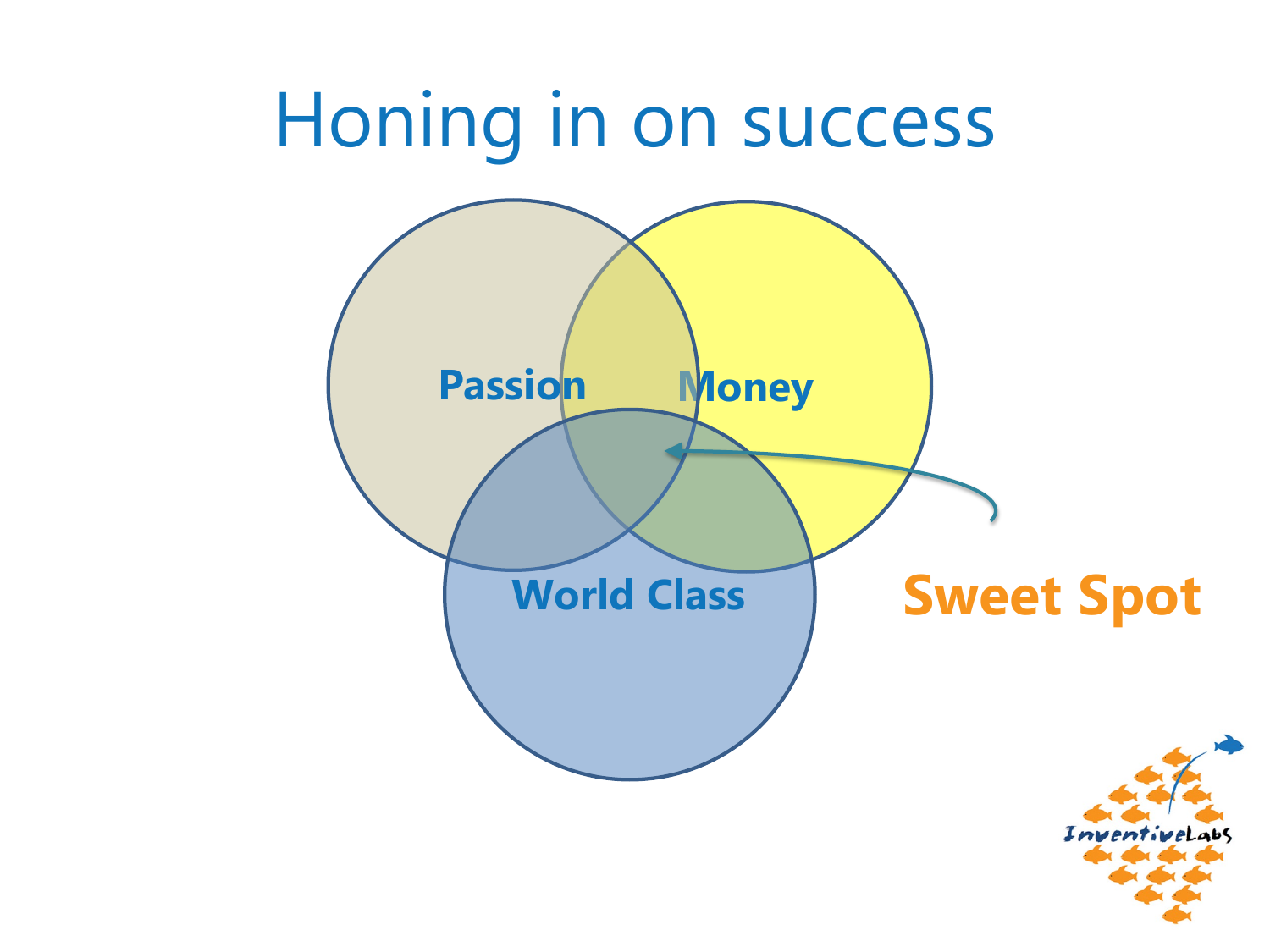# Honing in on success

Passion

Money

World Class

Sweet Spot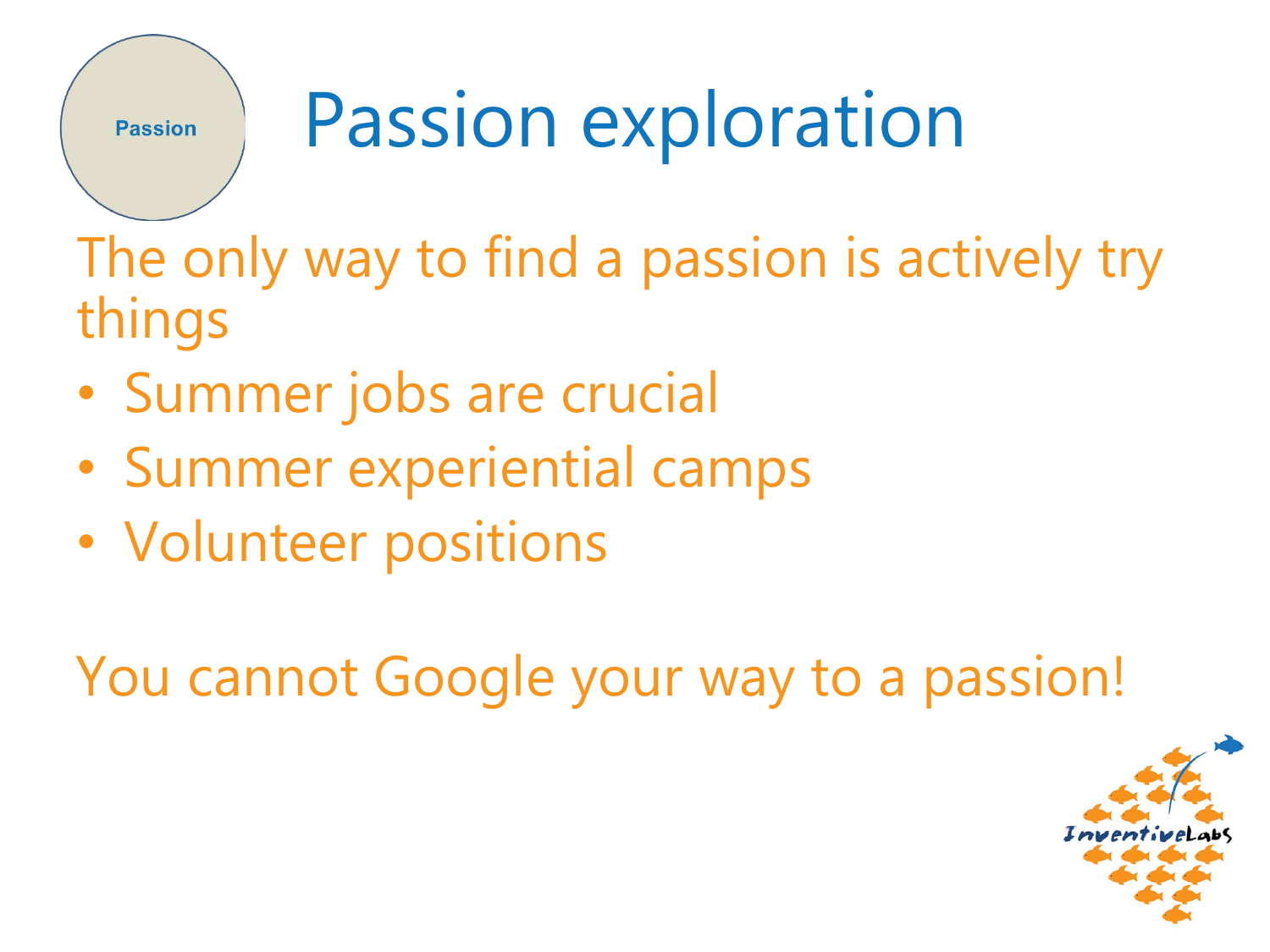Passion

# Passion exploration

The only way to find a passion is actively try things

- Summer jobs are crucial
- Summer experiential camps
- Volunteer positions

You cannot Google your way to a passion!

InventiveLabs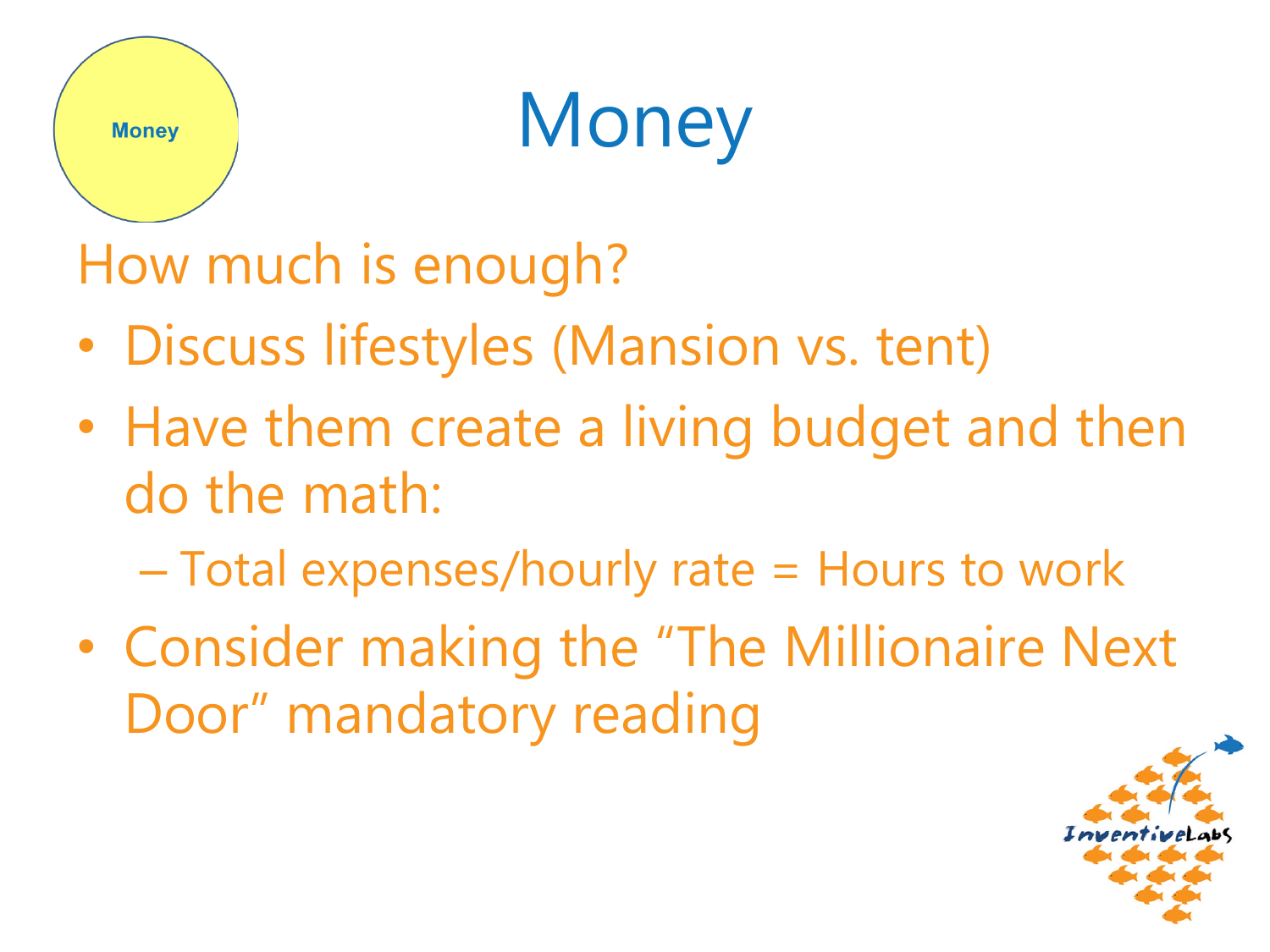# Money

Money

How much is enough?

- Discuss lifestyles (Mansion vs. tent)
- Have them create a living budget and then do the math:
  - Total expenses/hourly rate = Hours to work
- Consider making the "The Millionaire Next Door" mandatory reading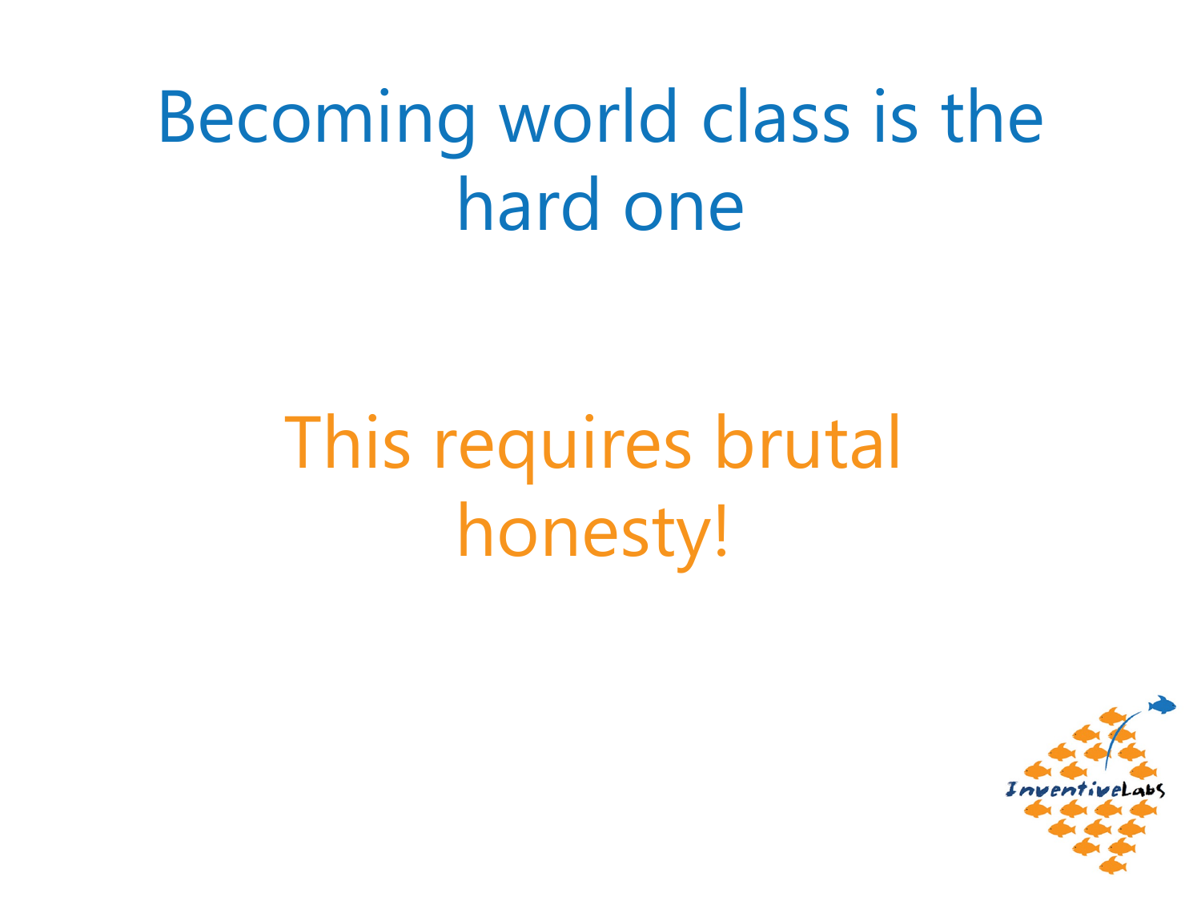# Becoming world class is the hard one

## This requires brutal honesty!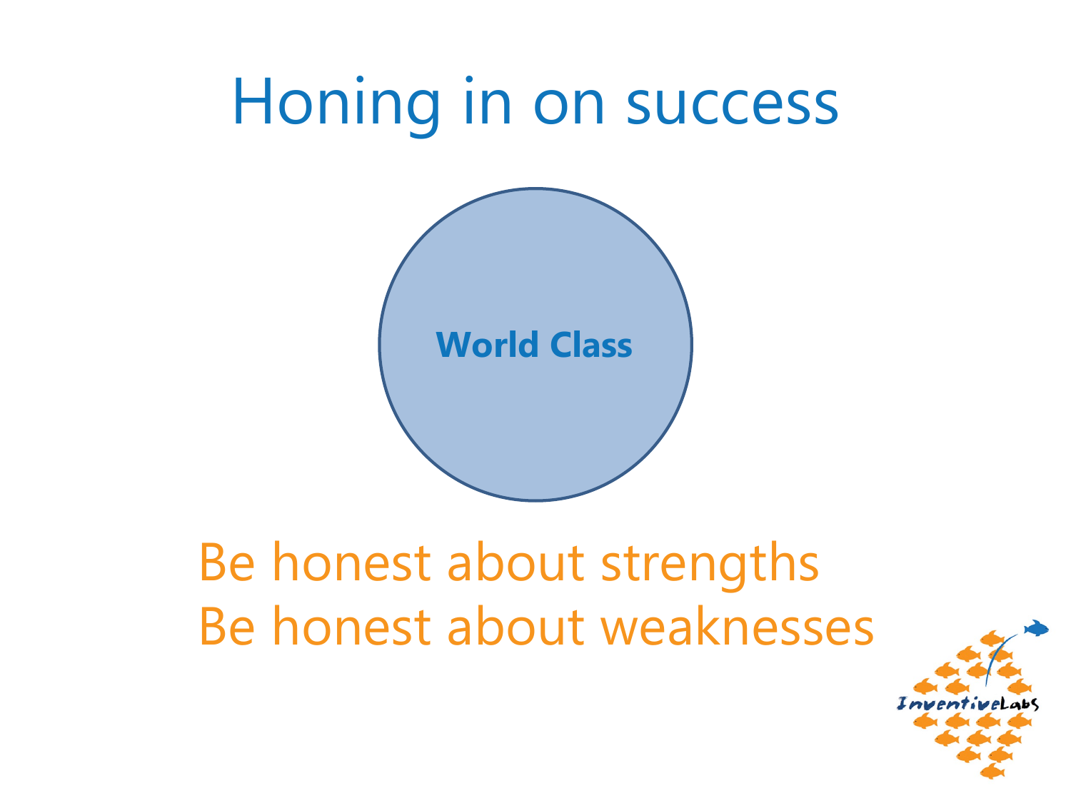# Honing in on success

World Class

Be honest about strengths
Be honest about weaknesses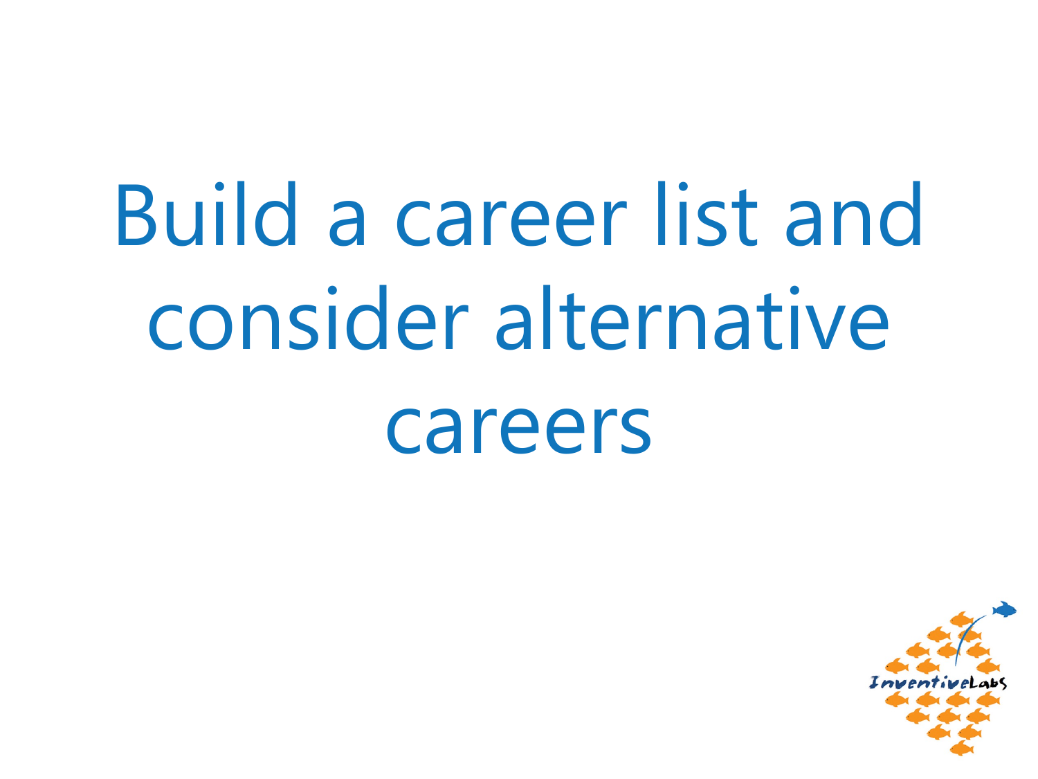# Build a career list and consider alternative careers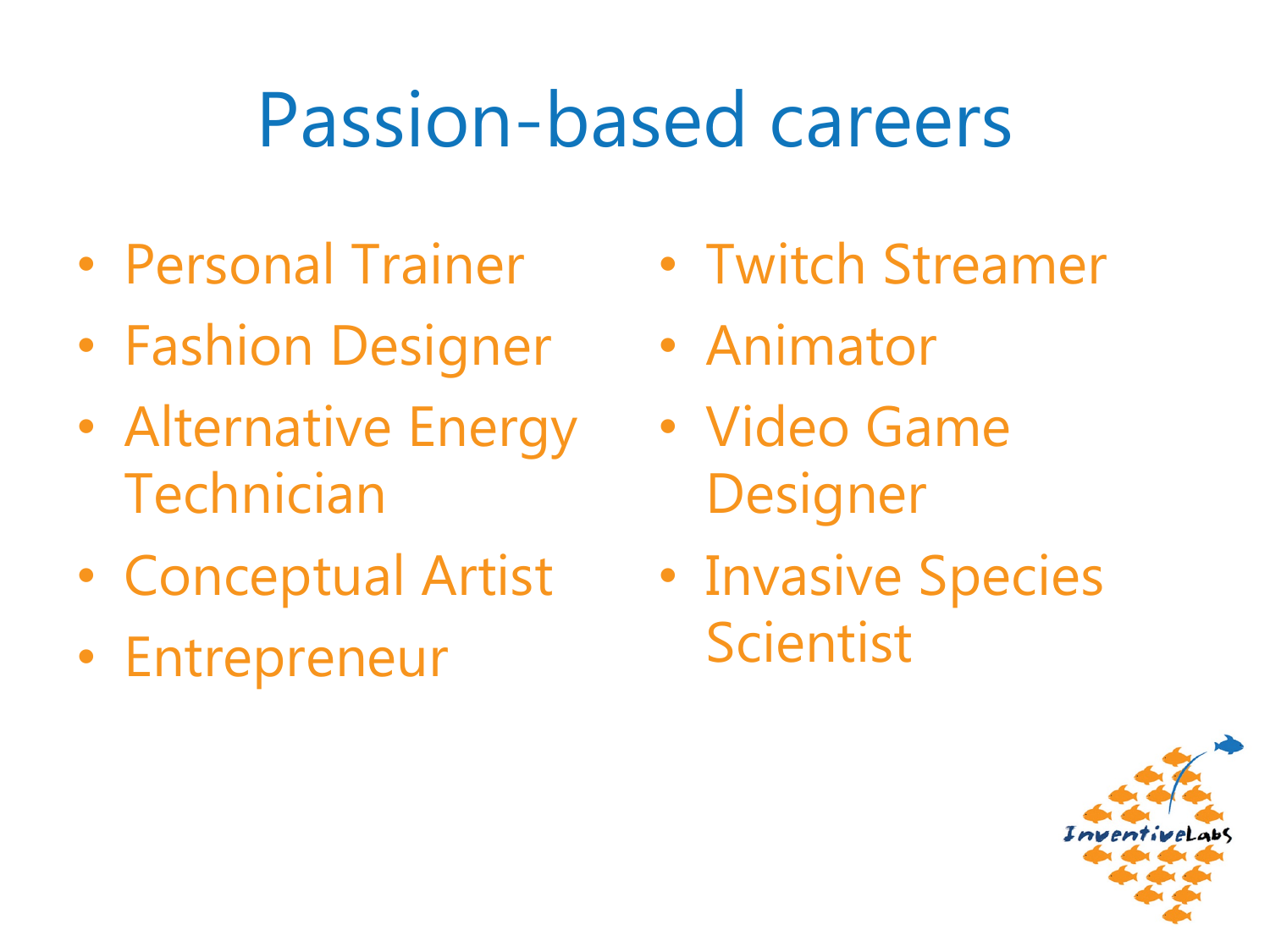# Passion-based careers

- Personal Trainer
- Fashion Designer
- Alternative Energy Technician
- Conceptual Artist
- Entrepreneur
- Twitch Streamer
- Animator
- Video Game Designer
- Invasive Species Scientist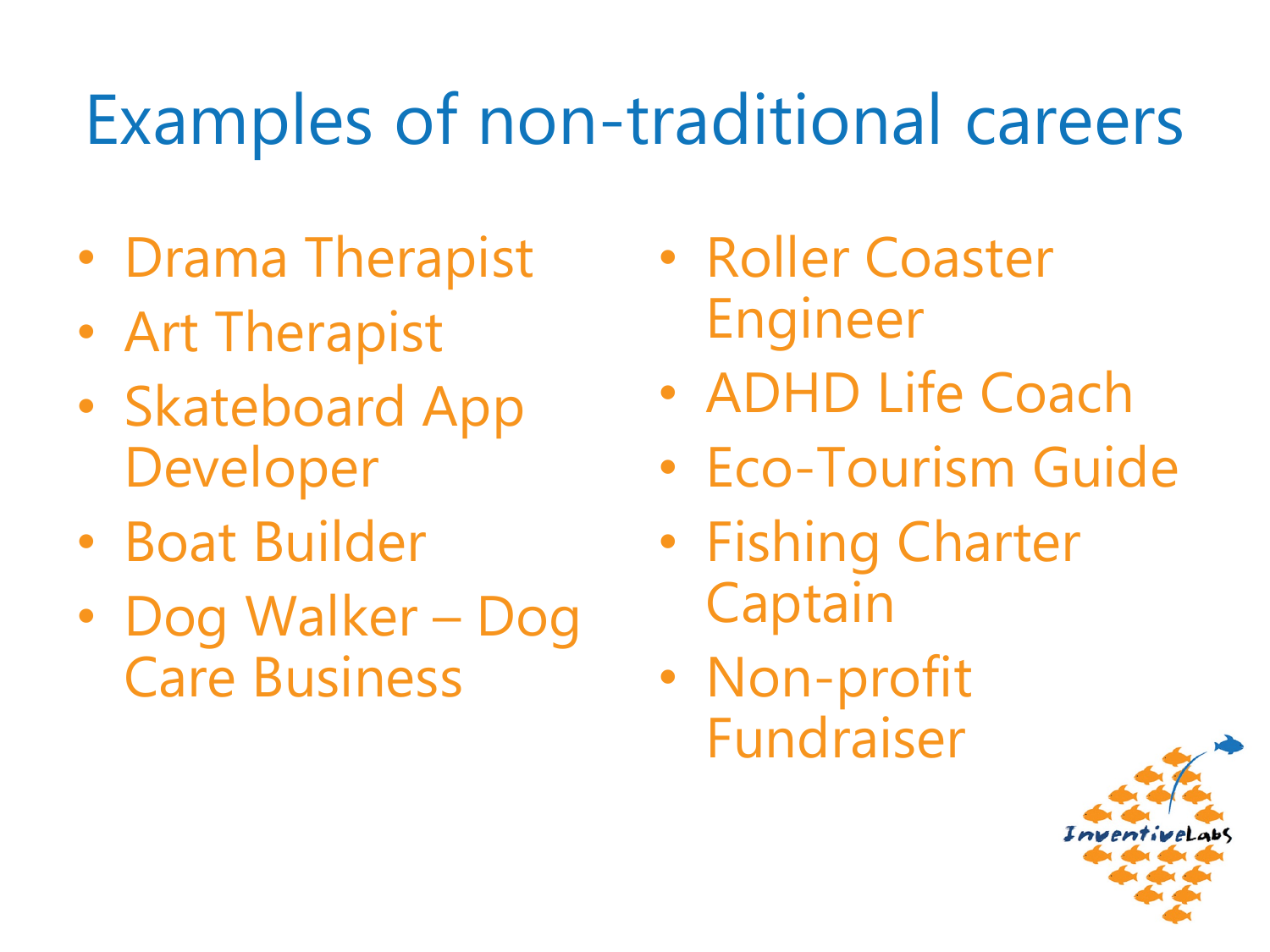# Examples of non-traditional careers

- Drama Therapist
- Art Therapist
- Skateboard App Developer
- Boat Builder
- Dog Walker – Dog Care Business
- Roller Coaster Engineer
- ADHD Life Coach
- Eco-Tourism Guide
- Fishing Charter Captain
- Non-profit Fundraiser

InventiveLabs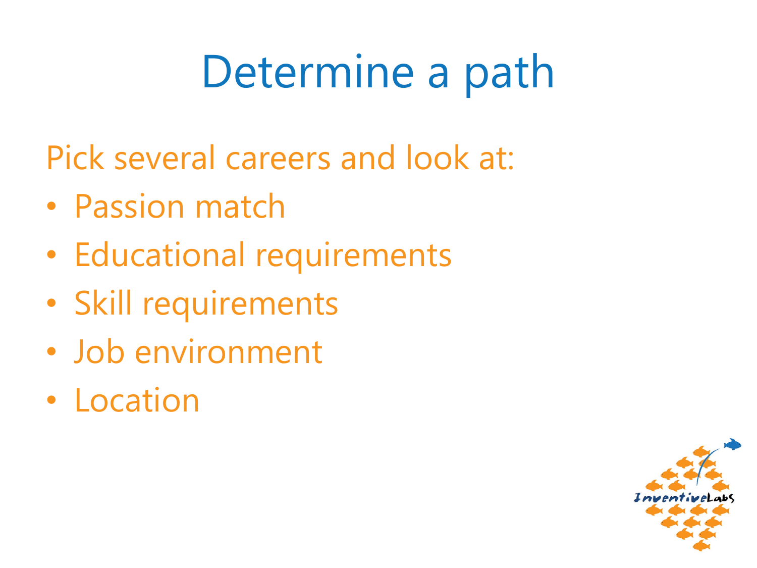# Determine a path

Pick several careers and look at:

- Passion match
- Educational requirements
- Skill requirements
- Job environment
- Location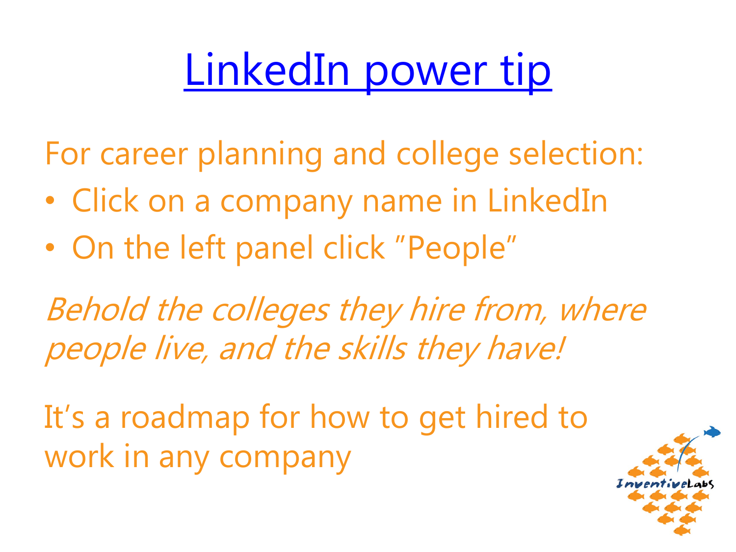# LinkedIn power tip

For career planning and college selection:

- Click on a company name in LinkedIn
- On the left panel click "People"

*Behold the colleges they hire from, where people live, and the skills they have!*

It's a roadmap for how to get hired to work in any company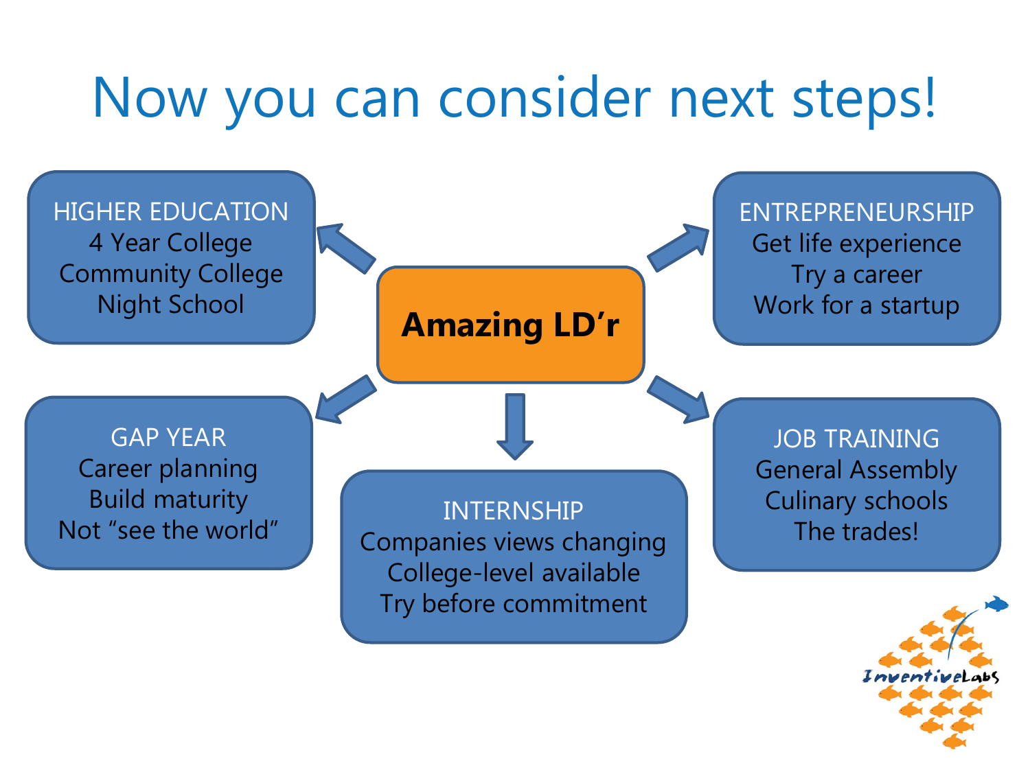# Now you can consider next steps!

**Amazing LD'r**

**HIGHER EDUCATION**
- 4 Year College
- Community College
- Night School

**ENTREPRENEURSHIP**
- Get life experience
- Try a career
- Work for a startup

**GAP YEAR**
- Career planning
- Build maturity
- Not "see the world"

**INTERNSHIP**
- Companies views changing
- College-level available
- Try before commitment

**JOB TRAINING**
- General Assembly
- Culinary schools
- The trades!

InventiveLabs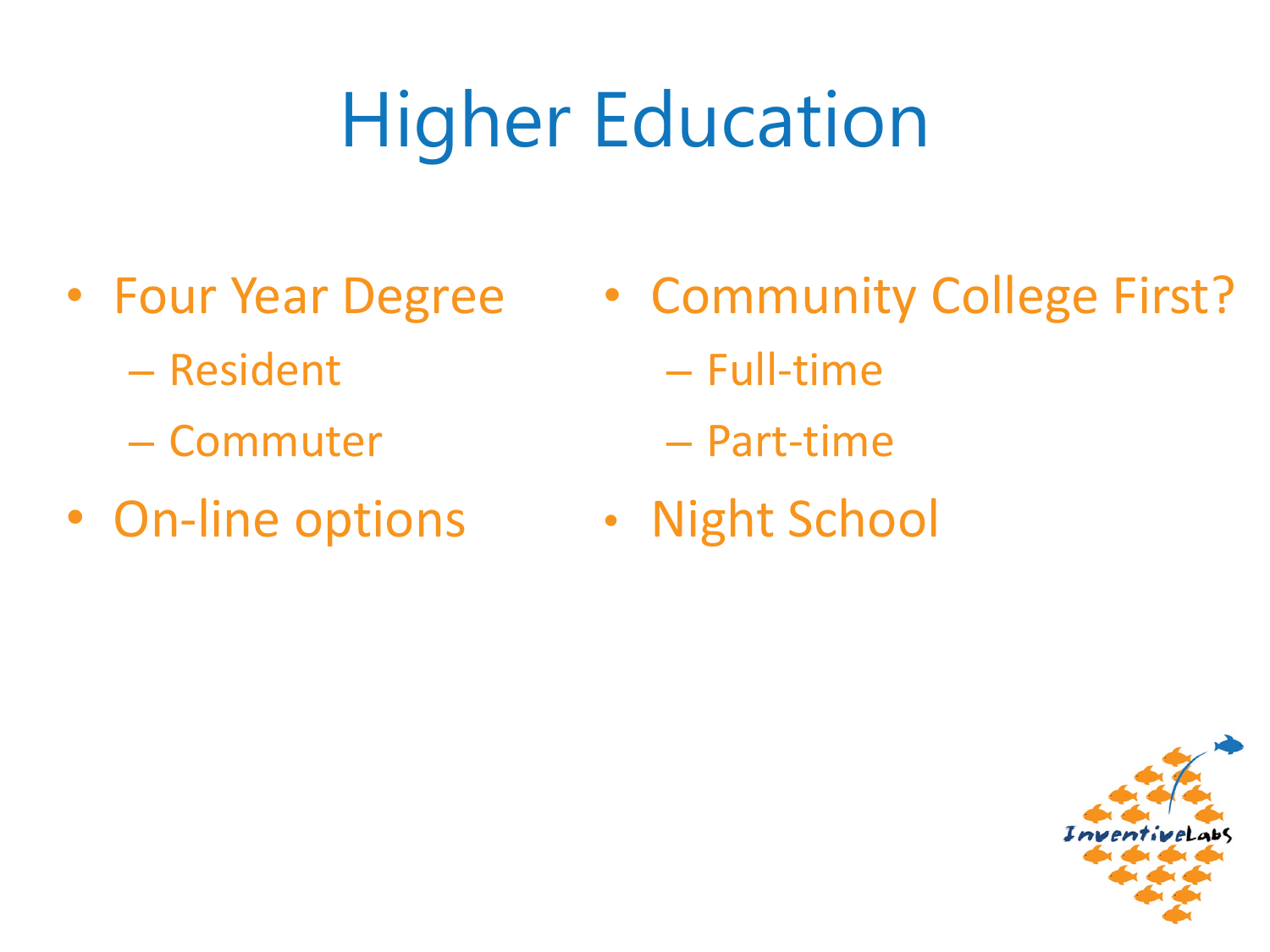# Higher Education

- Four Year Degree
  - Resident
  - Commuter
- On-line options
- Community College First?
  - Full-time
  - Part-time
- Night School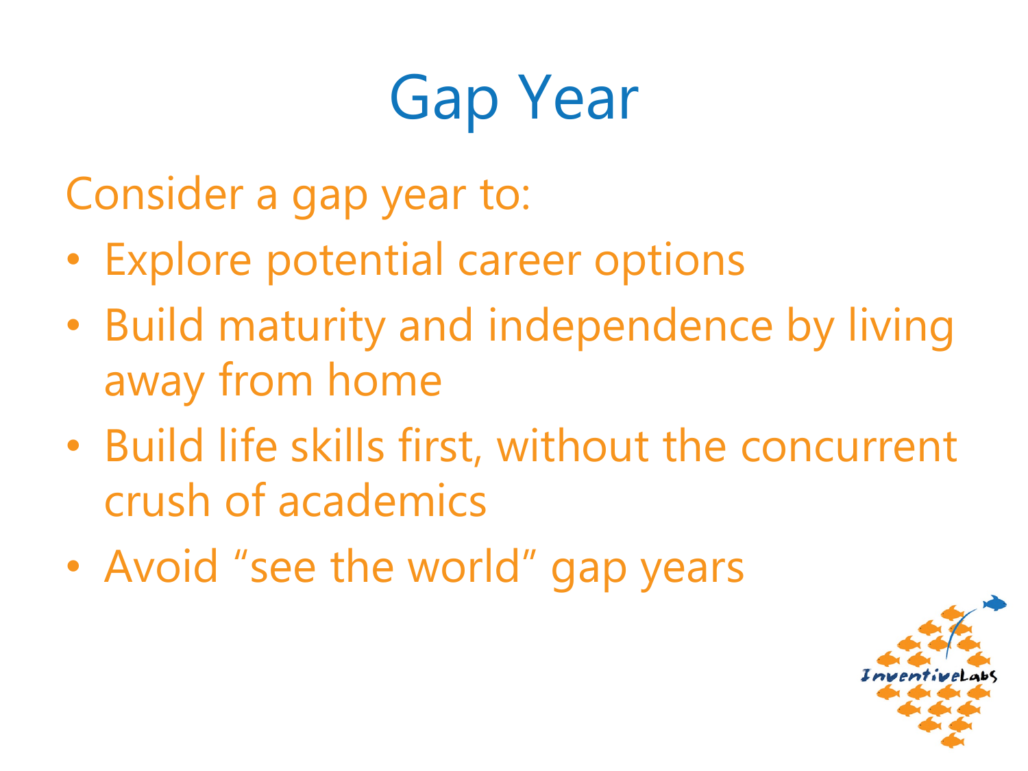# Gap Year

Consider a gap year to:

- Explore potential career options
- Build maturity and independence by living away from home
- Build life skills first, without the concurrent crush of academics
- Avoid "see the world" gap years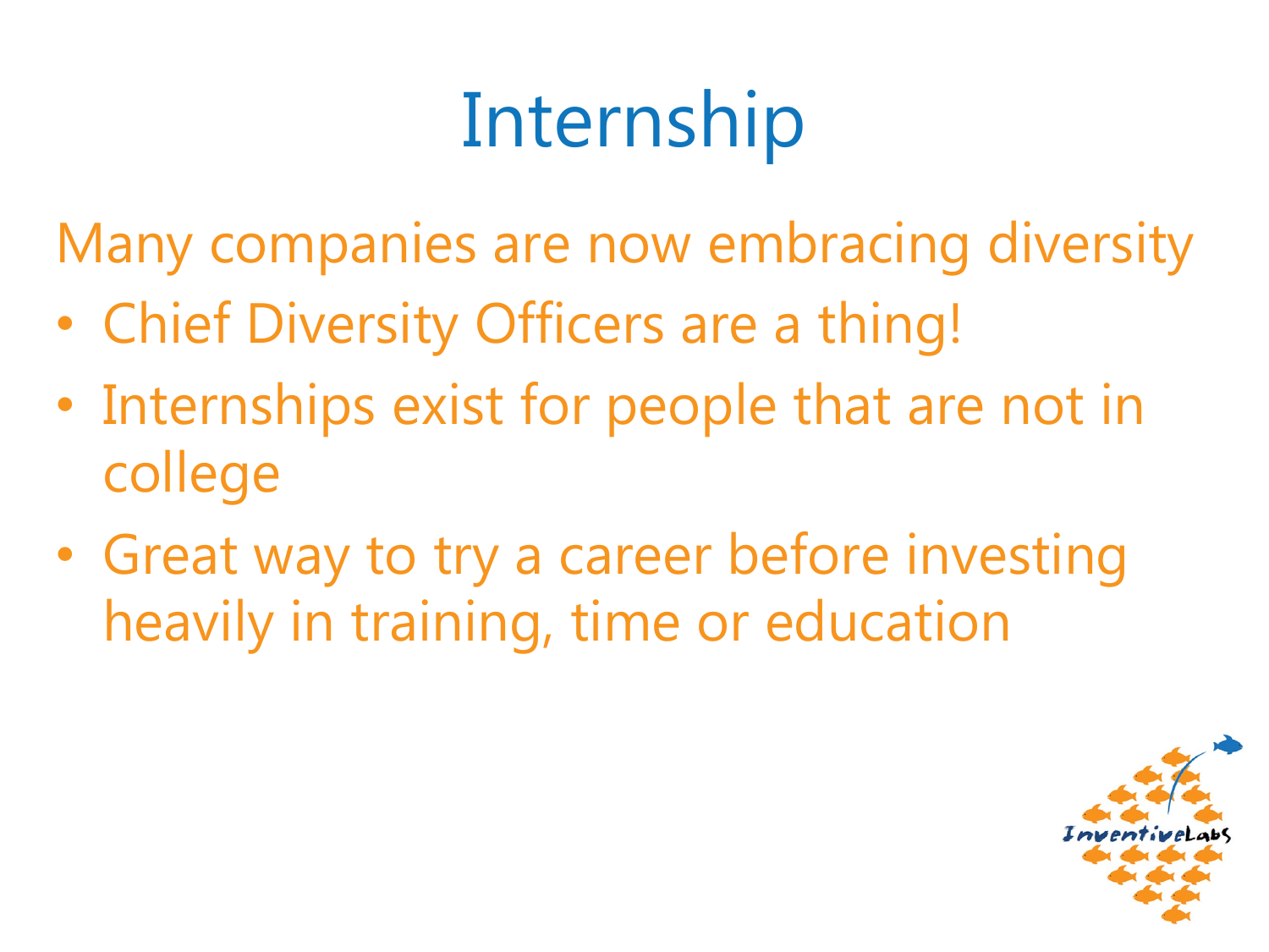# Internship

Many companies are now embracing diversity

- Chief Diversity Officers are a thing!
- Internships exist for people that are not in college
- Great way to try a career before investing heavily in training, time or education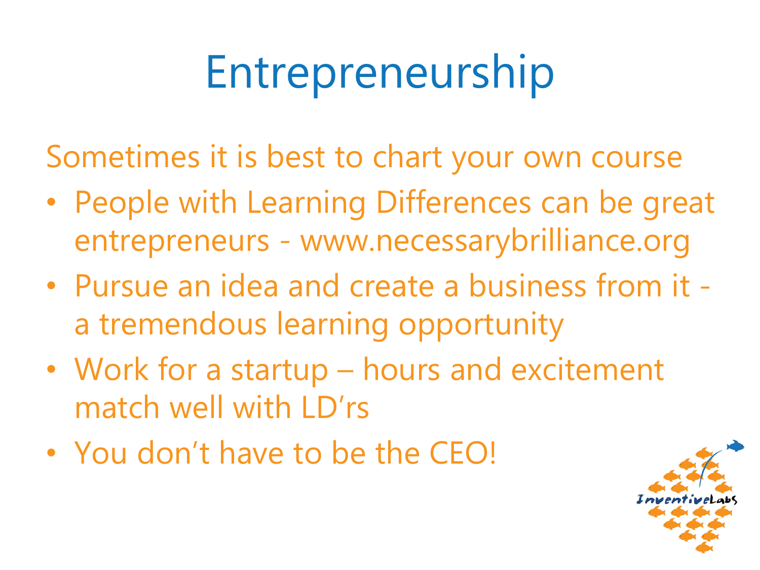# Entrepreneurship

Sometimes it is best to chart your own course

- People with Learning Differences can be great entrepreneurs - www.necessarybrilliance.org
- Pursue an idea and create a business from it - a tremendous learning opportunity
- Work for a startup – hours and excitement match well with LD'rs
- You don't have to be the CEO!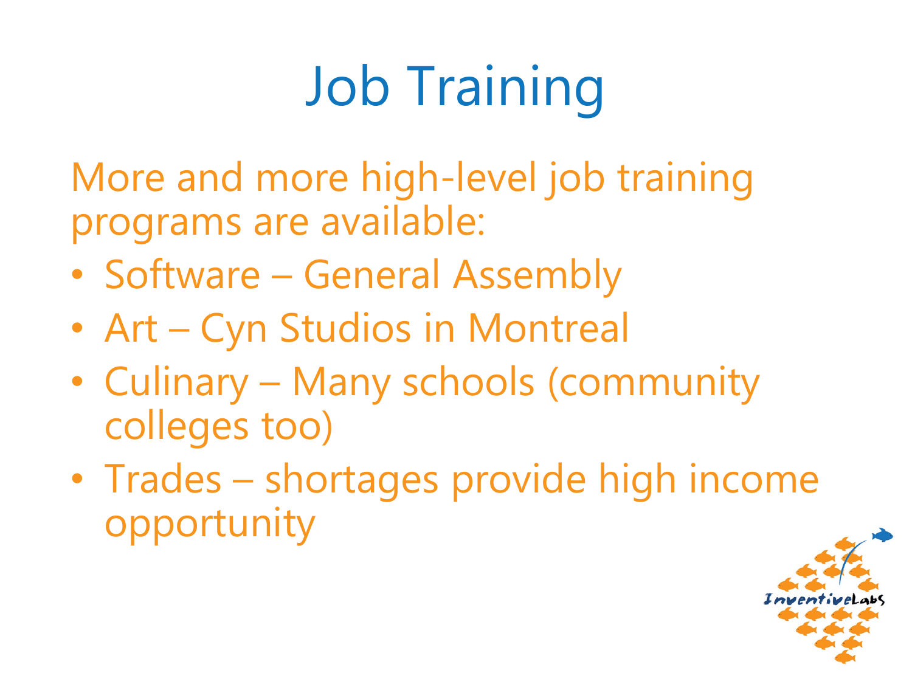# Job Training

More and more high-level job training programs are available:

- Software – General Assembly
- Art – Cyn Studios in Montreal
- Culinary – Many schools (community colleges too)
- Trades – shortages provide high income opportunity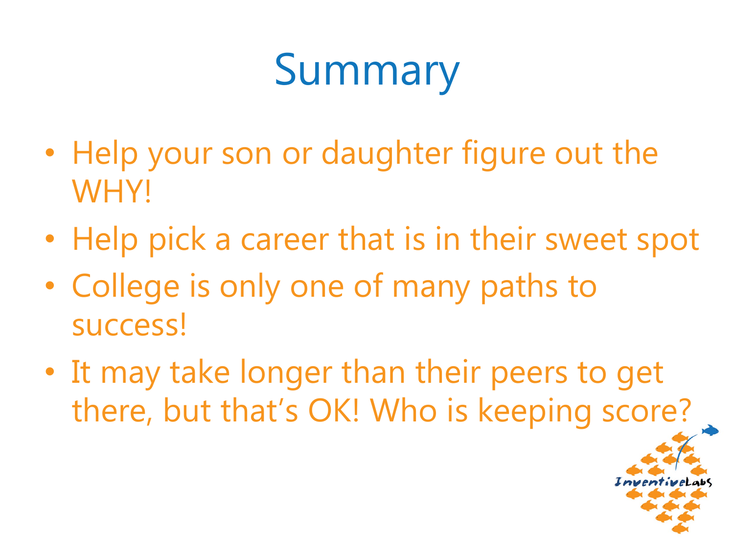# Summary

- Help your son or daughter figure out the WHY!
- Help pick a career that is in their sweet spot
- College is only one of many paths to success!
- It may take longer than their peers to get there, but that's OK! Who is keeping score?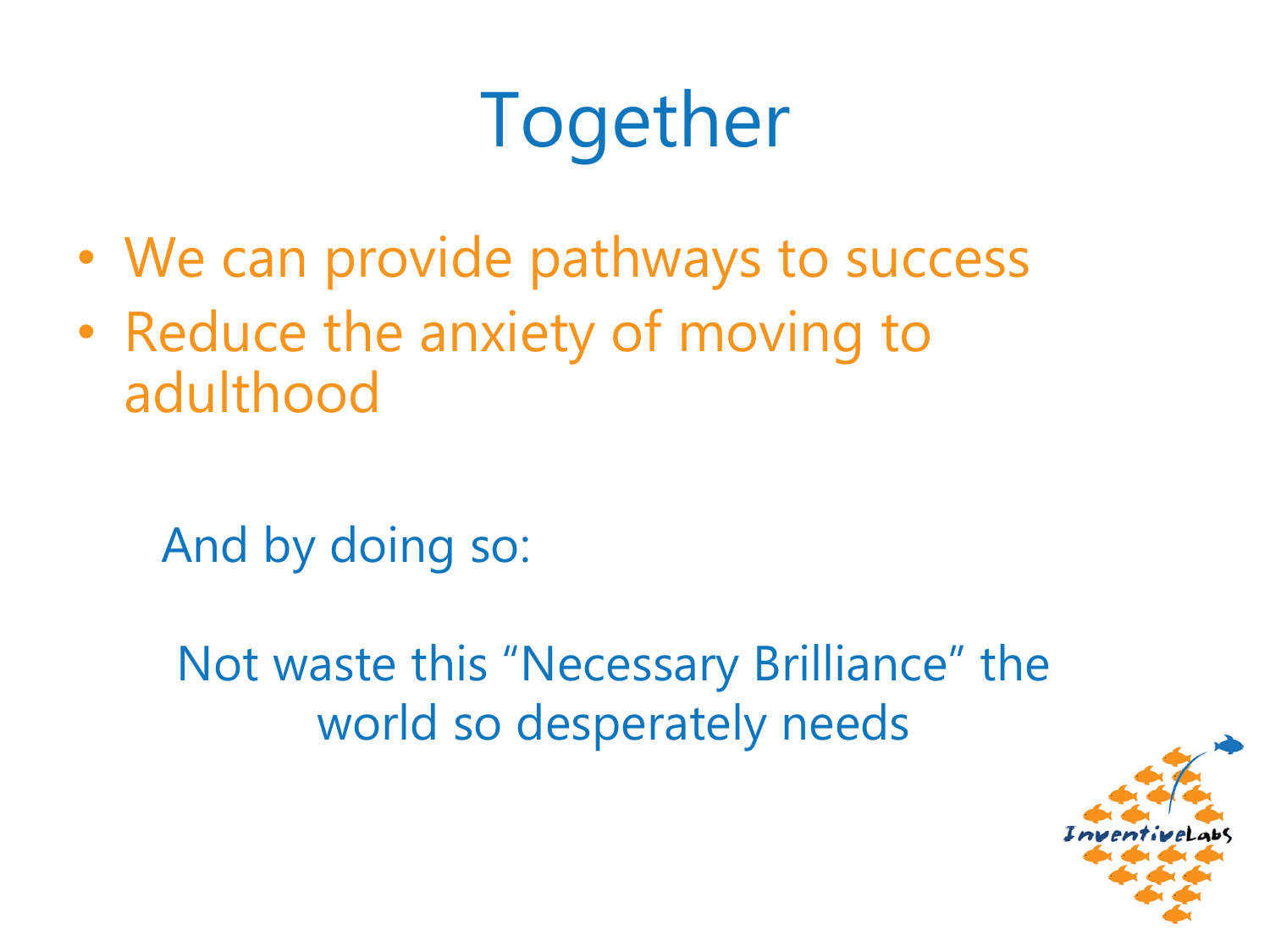# Together

- We can provide pathways to success
- Reduce the anxiety of moving to adulthood

And by doing so:

Not waste this "Necessary Brilliance" the world so desperately needs

InventiveLabs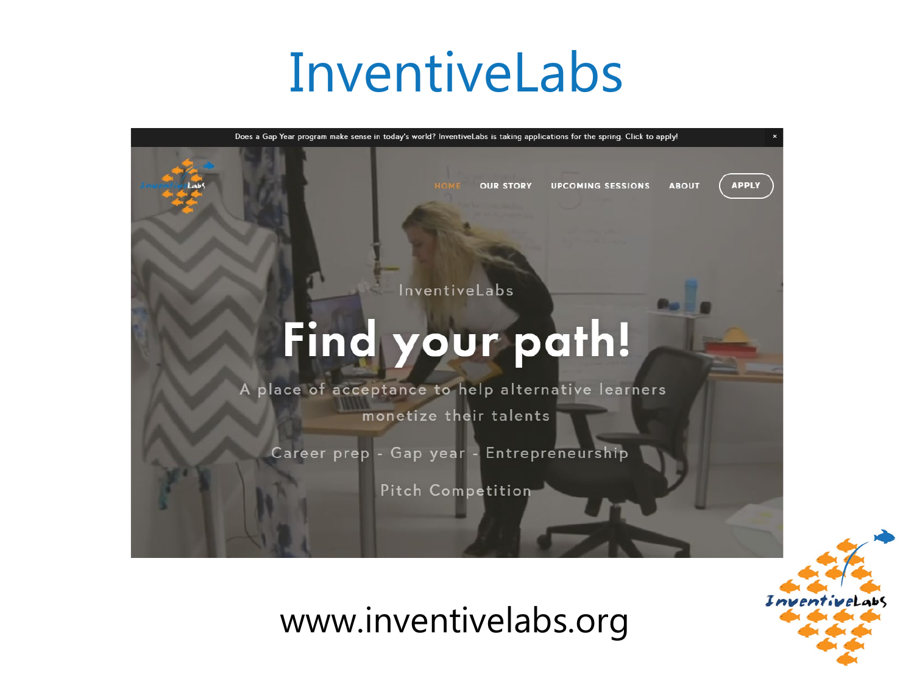# InventiveLabs

Does a Gap Year program make sense in today's world? InventiveLabs is taking applications for the spring. Click to apply!

HOME OUR STORY UPCOMING SESSIONS ABOUT APPLY

InventiveLabs

## Find your path!

A place of acceptance to help alternative learners monetize their talents

Career prep - Gap year - Entrepreneurship

Pitch Competition

www.inventivelabs.org